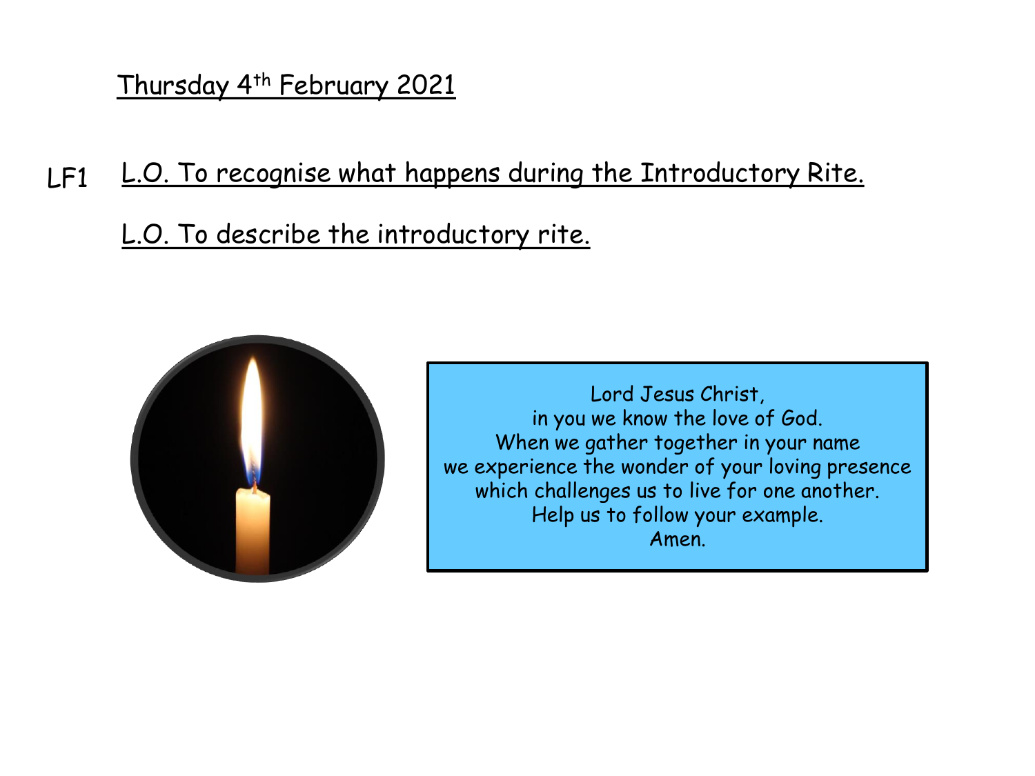Thursday 4th February 2021

LF1 L.O. To recognise what happens during the Introductory Rite.

L.O. To describe the introductory rite.

Lord Jesus Christ,
in you we know the love of God.
When we gather together in your name
we experience the wonder of your loving presence
which challenges us to live for one another.
Help us to follow your example.
Amen.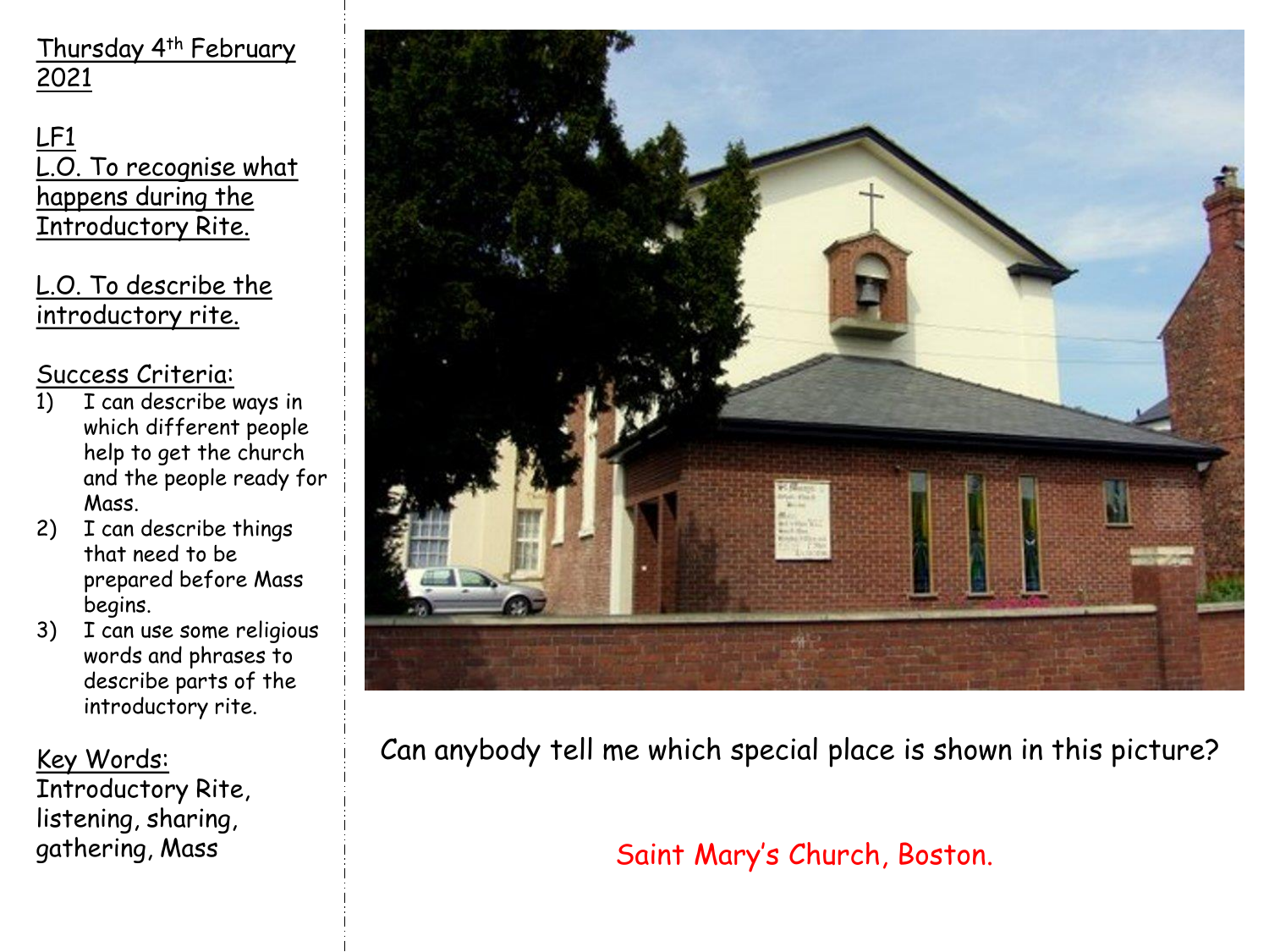Thursday 4th February 2021

LF1

L.O. To recognise what happens during the Introductory Rite.

L.O. To describe the introductory rite.

Success Criteria:

1) I can describe ways in which different people help to get the church and the people ready for Mass.
2) I can describe things that need to be prepared before Mass begins.
3) I can use some religious words and phrases to describe parts of the introductory rite.

Key Words:
Introductory Rite, listening, sharing, gathering, Mass

Can anybody tell me which special place is shown in this picture?

Saint Mary's Church, Boston.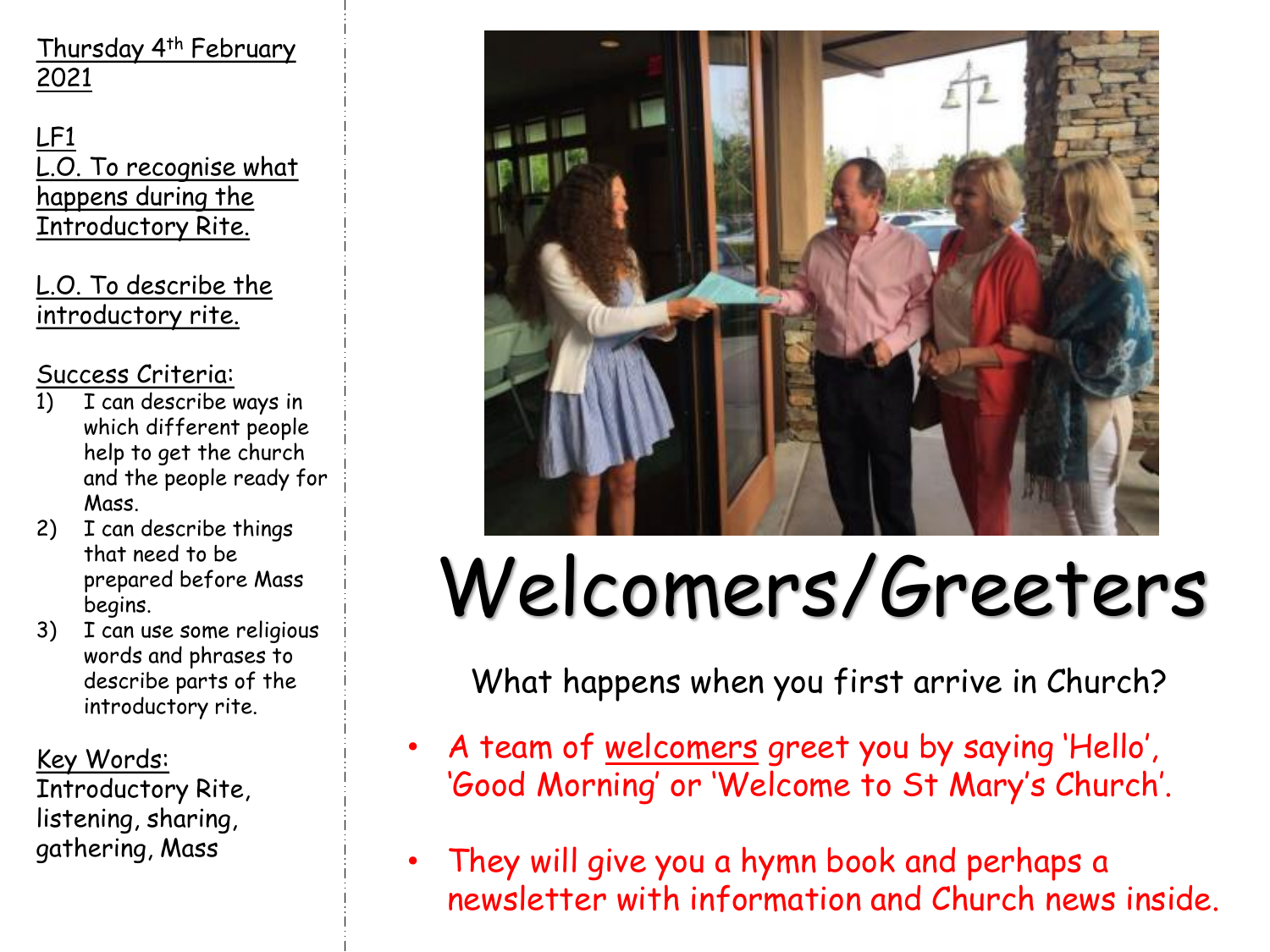Thursday 4th February 2021

LF1

L.O. To recognise what happens during the Introductory Rite.

L.O. To describe the introductory rite.

Success Criteria:

1) I can describe ways in which different people help to get the church and the people ready for Mass.
2) I can describe things that need to be prepared before Mass begins.
3) I can use some religious words and phrases to describe parts of the introductory rite.

Key Words:
Introductory Rite, listening, sharing, gathering, Mass

# Welcomers/Greeters

What happens when you first arrive in Church?

- A team of welcomers greet you by saying 'Hello', 'Good Morning' or 'Welcome to St Mary's Church'.
- They will give you a hymn book and perhaps a newsletter with information and Church news inside.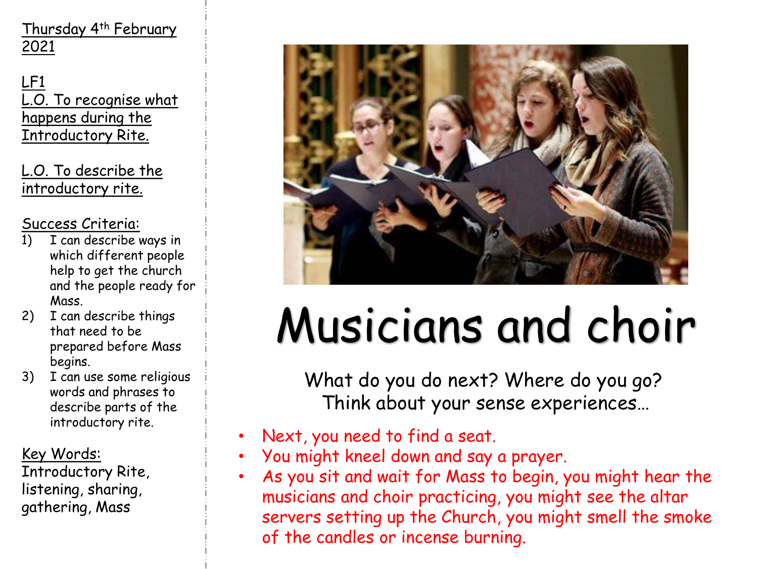Thursday 4th February 2021

LF1

L.O. To recognise what happens during the Introductory Rite.

L.O. To describe the introductory rite.

Success Criteria:

1) I can describe ways in which different people help to get the church and the people ready for Mass.
2) I can describe things that need to be prepared before Mass begins.
3) I can use some religious words and phrases to describe parts of the introductory rite.

Key Words:
Introductory Rite, listening, sharing, gathering, Mass

# Musicians and choir

What do you do next? Where do you go?
Think about your sense experiences…

- Next, you need to find a seat.
- You might kneel down and say a prayer.
- As you sit and wait for Mass to begin, you might hear the musicians and choir practicing, you might see the altar servers setting up the Church, you might smell the smoke of the candles or incense burning.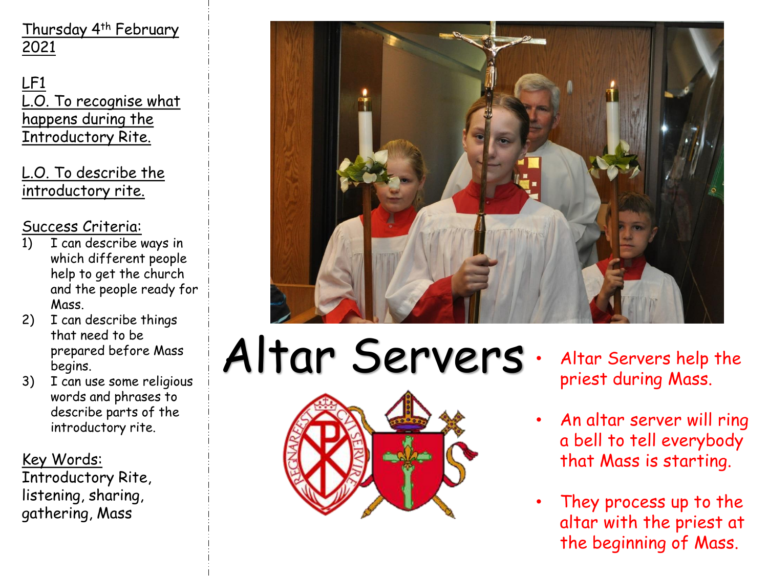Thursday 4th February 2021

LF1

L.O. To recognise what happens during the Introductory Rite.

L.O. To describe the introductory rite.

Success Criteria:

1) I can describe ways in which different people help to get the church and the people ready for Mass.
2) I can describe things that need to be prepared before Mass begins.
3) I can use some religious words and phrases to describe parts of the introductory rite.

Key Words:
Introductory Rite, listening, sharing, gathering, Mass

# Altar Servers

- Altar Servers help the priest during Mass.
- An altar server will ring a bell to tell everybody that Mass is starting.
- They process up to the altar with the priest at the beginning of Mass.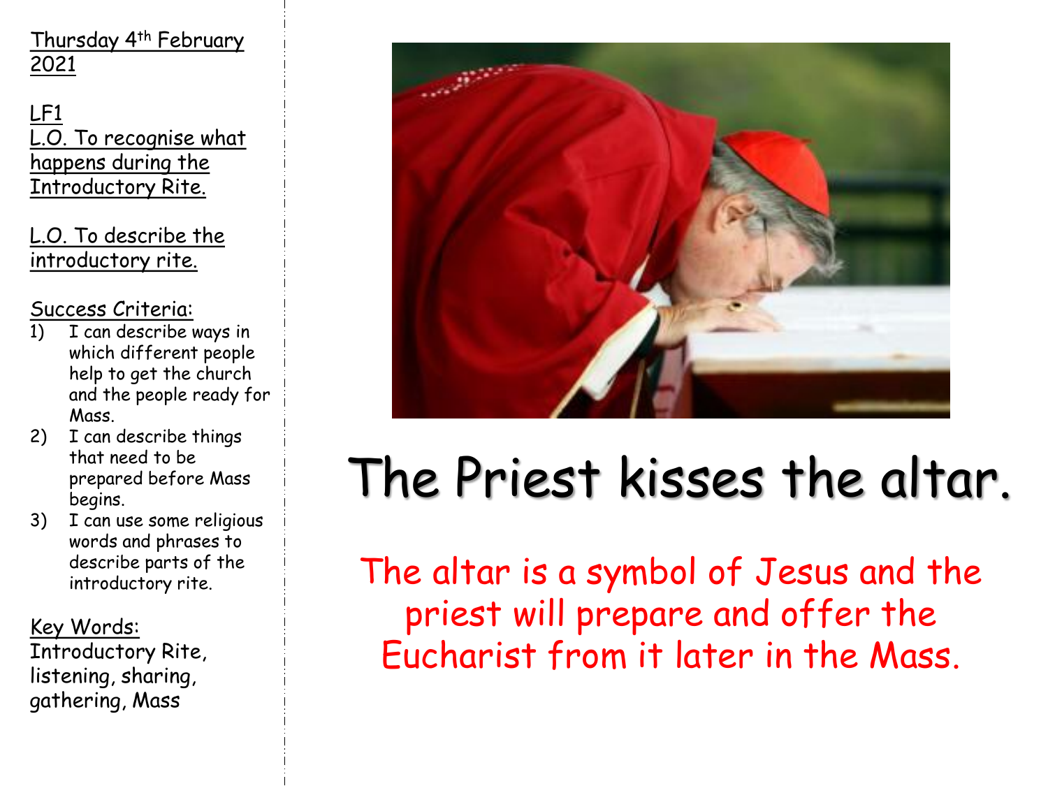Thursday 4th February 2021

LF1

L.O. To recognise what happens during the Introductory Rite.

L.O. To describe the introductory rite.

Success Criteria:

1) I can describe ways in which different people help to get the church and the people ready for Mass.
2) I can describe things that need to be prepared before Mass begins.
3) I can use some religious words and phrases to describe parts of the introductory rite.

Key Words:
Introductory Rite, listening, sharing, gathering, Mass

# The Priest kisses the altar.

The altar is a symbol of Jesus and the priest will prepare and offer the Eucharist from it later in the Mass.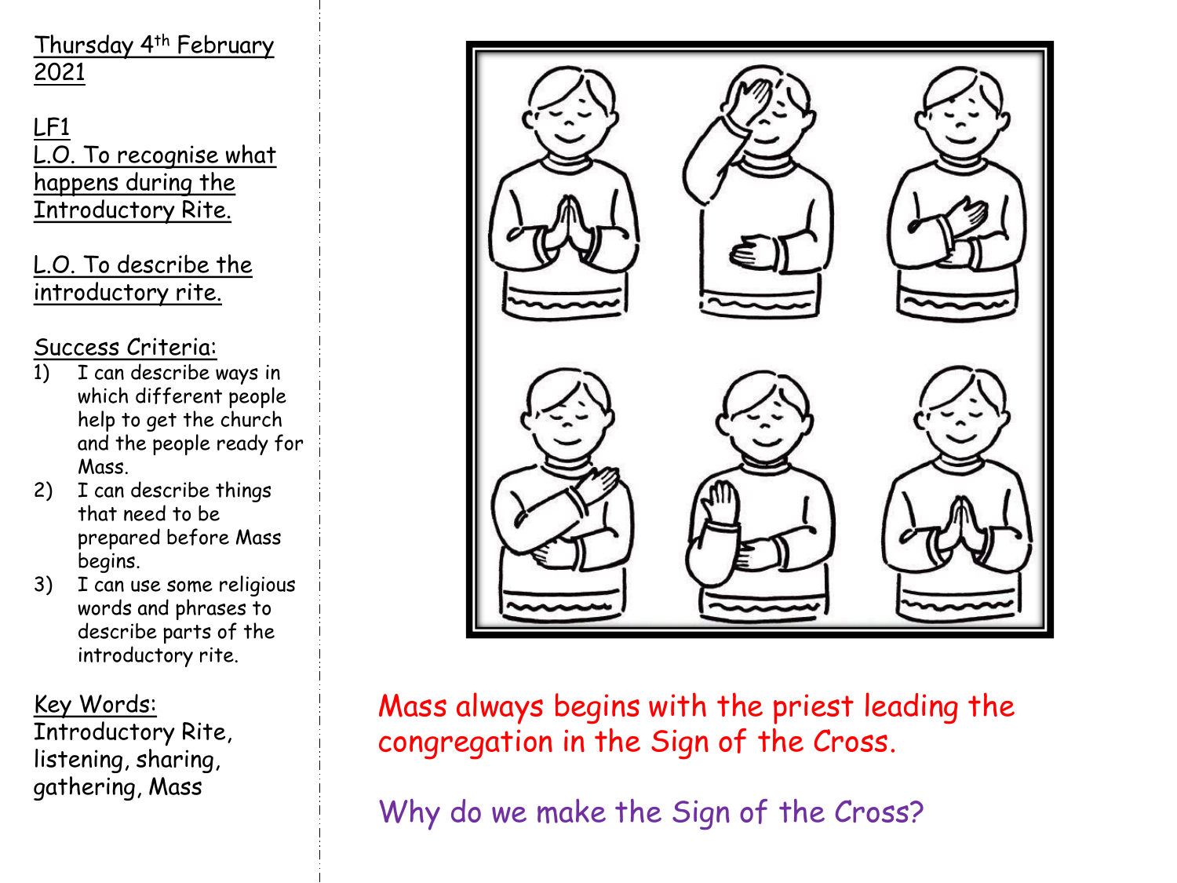Thursday 4th February 2021

LF1

L.O. To recognise what happens during the Introductory Rite.

L.O. To describe the introductory rite.

Success Criteria:

1) I can describe ways in which different people help to get the church and the people ready for Mass.
2) I can describe things that need to be prepared before Mass begins.
3) I can use some religious words and phrases to describe parts of the introductory rite.

Key Words:
Introductory Rite, listening, sharing, gathering, Mass

Mass always begins with the priest leading the congregation in the Sign of the Cross.

Why do we make the Sign of the Cross?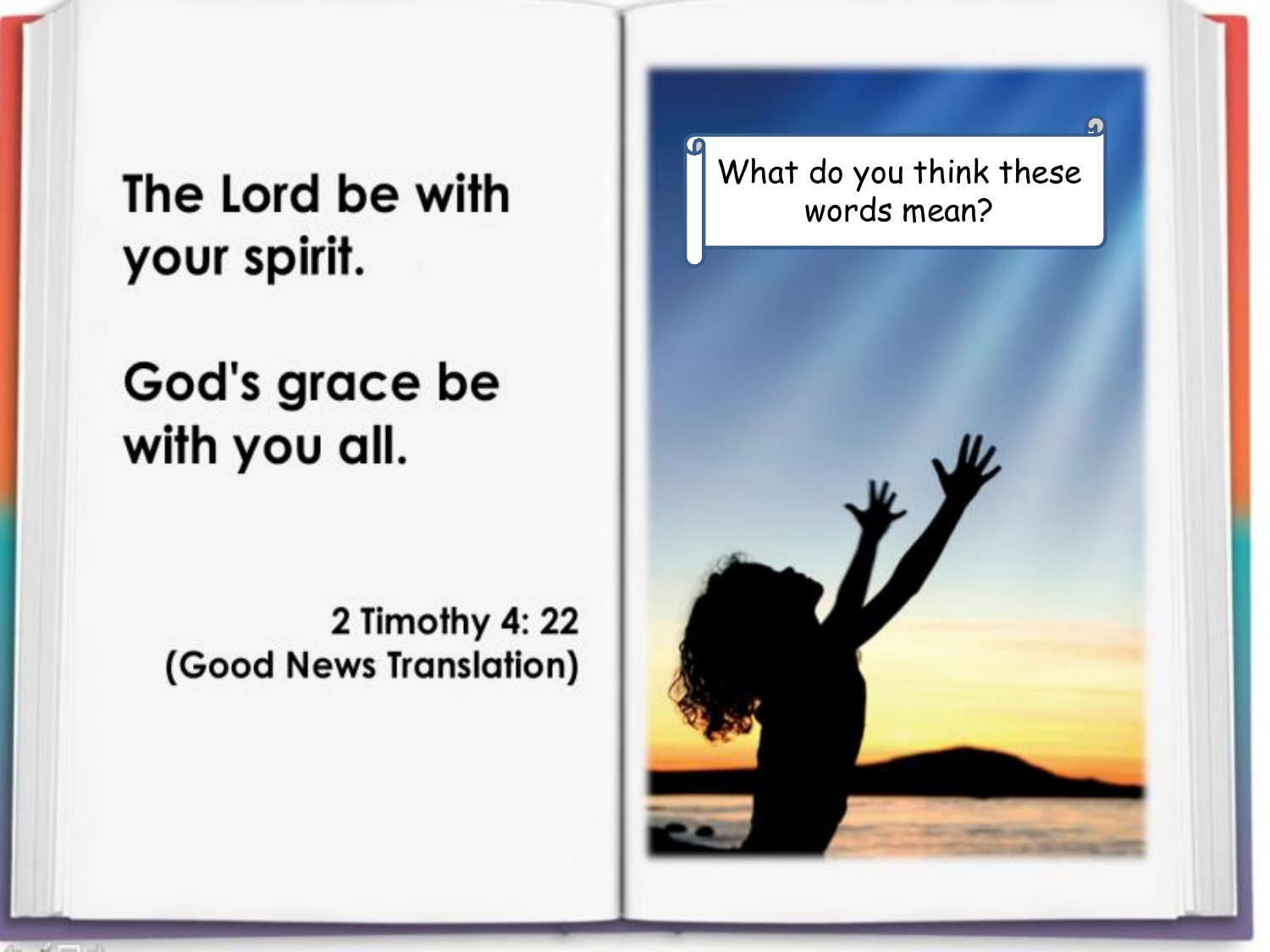The Lord be with your spirit.

God's grace be with you all.

2 Timothy 4: 22
(Good News Translation)

What do you think these words mean?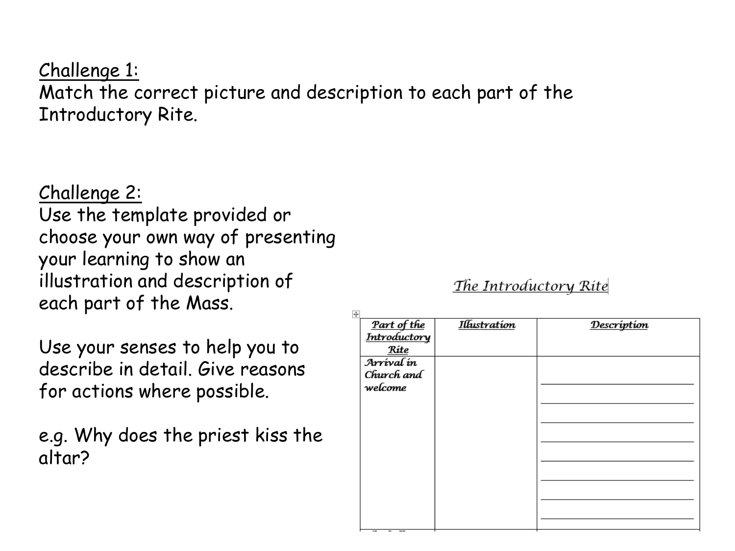Challenge 1:
Match the correct picture and description to each part of the Introductory Rite.

Challenge 2:
Use the template provided or choose your own way of presenting your learning to show an illustration and description of each part of the Mass.

Use your senses to help you to describe in detail. Give reasons for actions where possible.

e.g. Why does the priest kiss the altar?

### The Introductory Rite

| Part of the Introductory Rite | Illustration | Description |
| --- | --- | --- |
| Arrival in Church and welcome | | ______________________<br>______________________<br>______________________<br>______________________<br>______________________<br>______________________<br>______________________<br>______________________ |